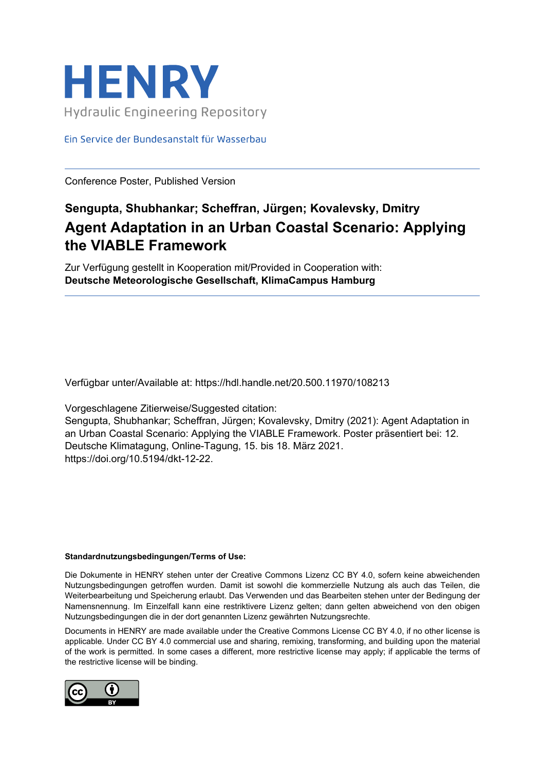# HENRY

Hydraulic Engineering Repository

Ein Service der Bundesanstalt für Wasserbau

---

Conference Poster, Published Version

**Sengupta, Shubhankar; Scheffran, Jürgen; Kovalevsky, Dmitry**

## Agent Adaptation in an Urban Coastal Scenario: Applying the VIABLE Framework

Zur Verfügung gestellt in Kooperation mit/Provided in Cooperation with:
**Deutsche Meteorologische Gesellschaft, KlimaCampus Hamburg**

---

Verfügbar unter/Available at: https://hdl.handle.net/20.500.11970/108213

Vorgeschlagene Zitierweise/Suggested citation:
Sengupta, Shubhankar; Scheffran, Jürgen; Kovalevsky, Dmitry (2021): Agent Adaptation in an Urban Coastal Scenario: Applying the VIABLE Framework. Poster präsentiert bei: 12. Deutsche Klimatagung, Online-Tagung, 15. bis 18. März 2021. https://doi.org/10.5194/dkt-12-22.

**Standardnutzungsbedingungen/Terms of Use:**

Die Dokumente in HENRY stehen unter der Creative Commons Lizenz CC BY 4.0, sofern keine abweichenden Nutzungsbedingungen getroffen wurden. Damit ist sowohl die kommerzielle Nutzung als auch das Teilen, die Weiterbearbeitung und Speicherung erlaubt. Das Verwenden und das Bearbeiten stehen unter der Bedingung der Namensnennung. Im Einzelfall kann eine restriktivere Lizenz gelten; dann gelten abweichend von den obigen Nutzungsbedingungen die in der dort genannten Lizenz gewährten Nutzungsrechte.

Documents in HENRY are made available under the Creative Commons License CC BY 4.0, if no other license is applicable. Under CC BY 4.0 commercial use and sharing, remixing, transforming, and building upon the material of the work is permitted. In some cases a different, more restrictive license may apply; if applicable the terms of the restrictive license will be binding.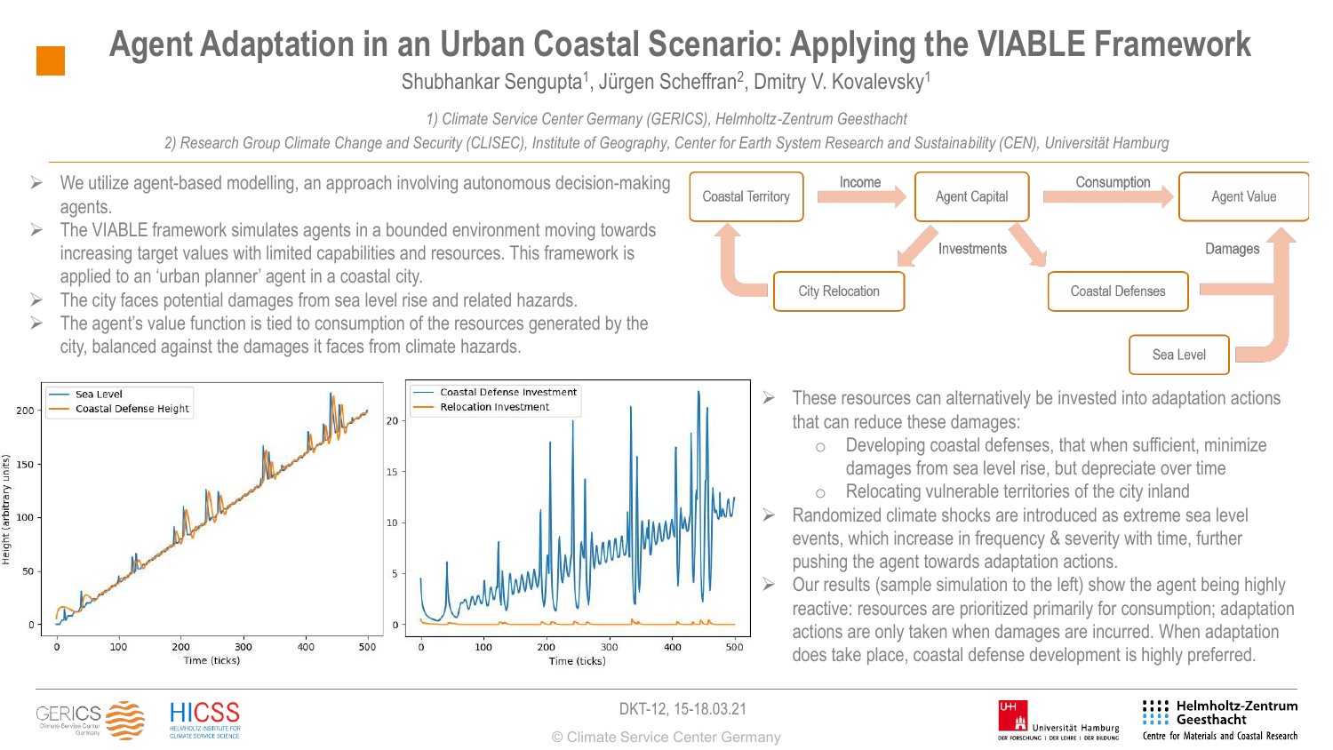# Agent Adaptation in an Urban Coastal Scenario: Applying the VIABLE Framework

Shubhankar Sengupta[1], Jürgen Scheffran[2], Dmitry V. Kovalevsky[1]

*1) Climate Service Center Germany (GERICS), Helmholtz-Zentrum Geesthacht*

*2) Research Group Climate Change and Security (CLISEC), Institute of Geography, Center for Earth System Research and Sustainability (CEN), Universität Hamburg*

- We utilize agent-based modelling, an approach involving autonomous decision-making agents.
- The VIABLE framework simulates agents in a bounded environment moving towards increasing target values with limited capabilities and resources. This framework is applied to an 'urban planner' agent in a coastal city.
- The city faces potential damages from sea level rise and related hazards.
- The agent's value function is tied to consumption of the resources generated by the city, balanced against the damages it faces from climate hazards.

Coastal Territory
Income
Agent Capital
Consumption
Agent Value
Investments
Damages
City Relocation
Coastal Defenses
Sea Level

Sea Level
Coastal Defense Height
Height (arbitrary units)
Time (ticks)
0 50 100 150 200
0 100 200 300 400 500

Coastal Defense Investment
Relocation Investment
Time (ticks)
0 5 10 15 20
0 100 200 300 400 500

- These resources can alternatively be invested into adaptation actions that can reduce these damages:
  - Developing coastal defenses, that when sufficient, minimize damages from sea level rise, but depreciate over time
  - Relocating vulnerable territories of the city inland
- Randomized climate shocks are introduced as extreme sea level events, which increase in frequency & severity with time, further pushing the agent towards adaptation actions.
- Our results (sample simulation to the left) show the agent being highly reactive: resources are prioritized primarily for consumption; adaptation actions are only taken when damages are incurred. When adaptation does take place, coastal defense development is highly preferred.

DKT-12, 15-18.03.21

© Climate Service Center Germany